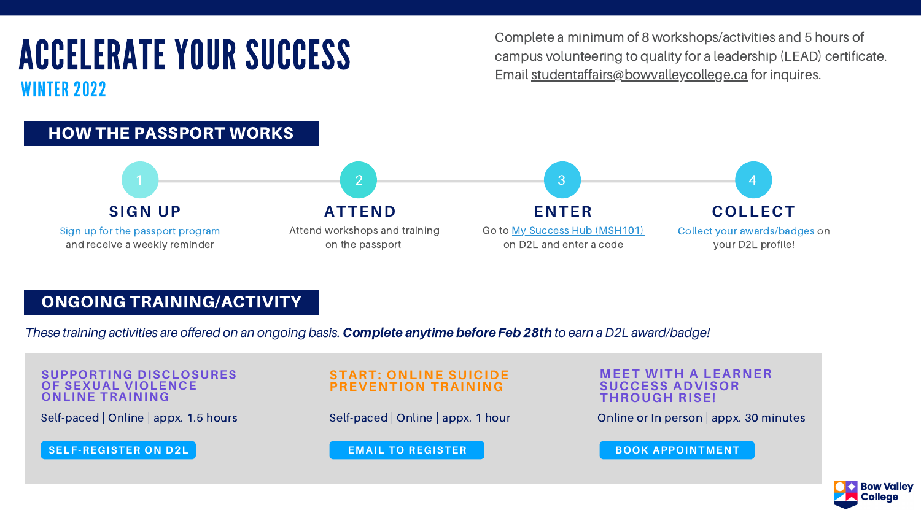# ACCELERATE YOUR SUCCESS

## WINTER 2022

Complete a minimum of 8 workshops/activities and 5 hours of campus volunteering to quality for a leadership (LEAD) certificate. Email studentaffairs@bowvalleycollege.ca for inquires.

## HOW THE PASSPORT WORKS

1. **SIGN UP**
   Sign up for the passport program and receive a weekly reminder

2. **ATTEND**
   Attend workshops and training on the passport

3. **ENTER**
   Go to My Success Hub (MSH101) on D2L and enter a code

4. **COLLECT**
   Collect your awards/badges on your D2L profile!

## ONGOING TRAINING/ACTIVITY

*These training activities are offered on an ongoing basis.* ***Complete anytime before Feb 28th*** *to earn a D2L award/badge!*

### SUPPORTING DISCLOSURES OF SEXUAL VIOLENCE ONLINE TRAINING

Self-paced | Online | appx. 1.5 hours

SELF-REGISTER ON D2L

### START: ONLINE SUICIDE PREVENTION TRAINING

Self-paced | Online | appx. 1 hour

EMAIL TO REGISTER

### MEET WITH A LEARNER SUCCESS ADVISOR THROUGH RISE!

Online or In person | appx. 30 minutes

BOOK APPOINTMENT

Bow Valley College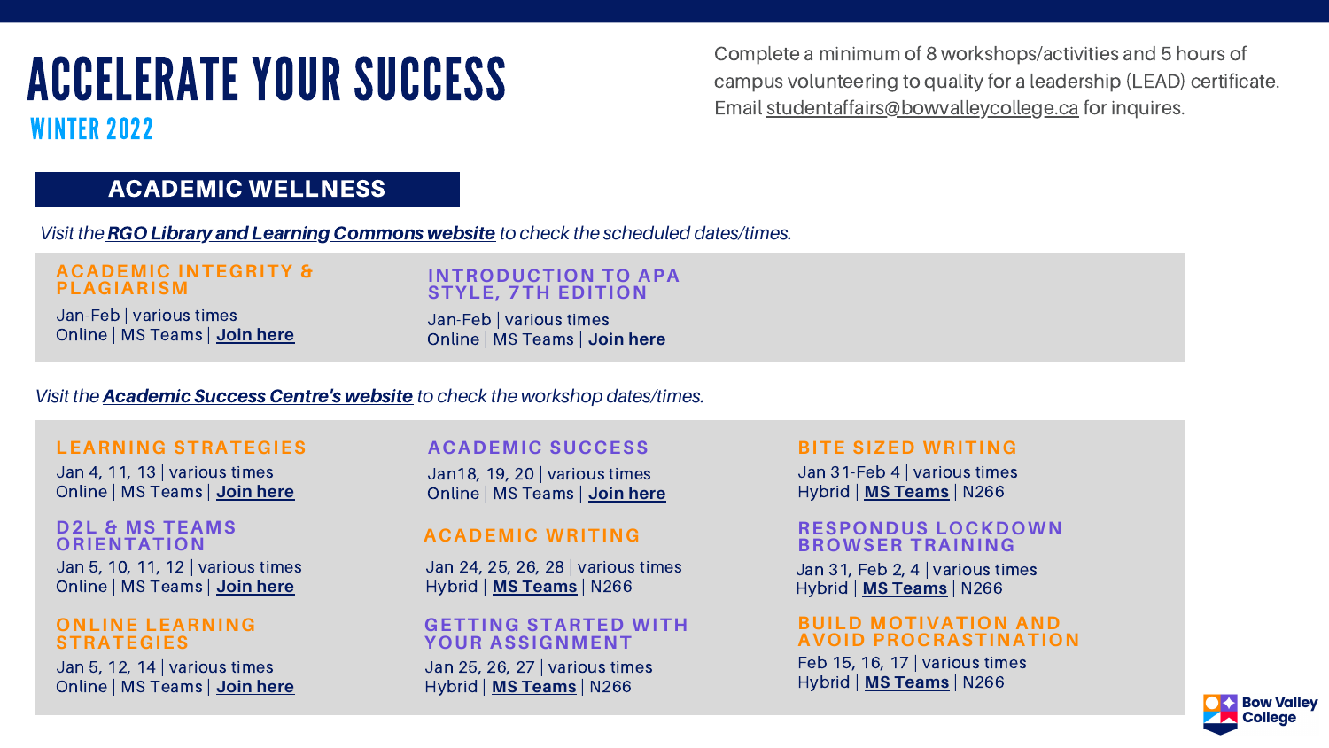# ACCELERATE YOUR SUCCESS

## WINTER 2022

Complete a minimum of 8 workshops/activities and 5 hours of campus volunteering to quality for a leadership (LEAD) certificate. Email studentaffairs@bowvalleycollege.ca for inquires.

## ACADEMIC WELLNESS

*Visit the **RGO Library and Learning Commons website** to check the scheduled dates/times.*

### ACADEMIC INTEGRITY & PLAGIARISM

Jan-Feb | various times
Online | MS Teams | **Join here**

### INTRODUCTION TO APA STYLE, 7TH EDITION

Jan-Feb | various times
Online | MS Teams | **Join here**

*Visit the **Academic Success Centre's website** to check the workshop dates/times.*

### LEARNING STRATEGIES

Jan 4, 11, 13 | various times
Online | MS Teams | **Join here**

### D2L & MS TEAMS ORIENTATION

Jan 5, 10, 11, 12 | various times
Online | MS Teams | **Join here**

### ONLINE LEARNING STRATEGIES

Jan 5, 12, 14 | various times
Online | MS Teams | **Join here**

### ACADEMIC SUCCESS

Jan18, 19, 20 | various times
Online | MS Teams | **Join here**

### ACADEMIC WRITING

Jan 24, 25, 26, 28 | various times
Hybrid | **MS Teams** | N266

### GETTING STARTED WITH YOUR ASSIGNMENT

Jan 25, 26, 27 | various times
Hybrid | **MS Teams** | N266

### BITE SIZED WRITING

Jan 31-Feb 4 | various times
Hybrid | **MS Teams** | N266

### RESPONDUS LOCKDOWN BROWSER TRAINING

Jan 31, Feb 2, 4 | various times
Hybrid | **MS Teams** | N266

### BUILD MOTIVATION AND AVOID PROCRASTINATION

Feb 15, 16, 17 | various times
Hybrid | **MS Teams** | N266

Bow Valley College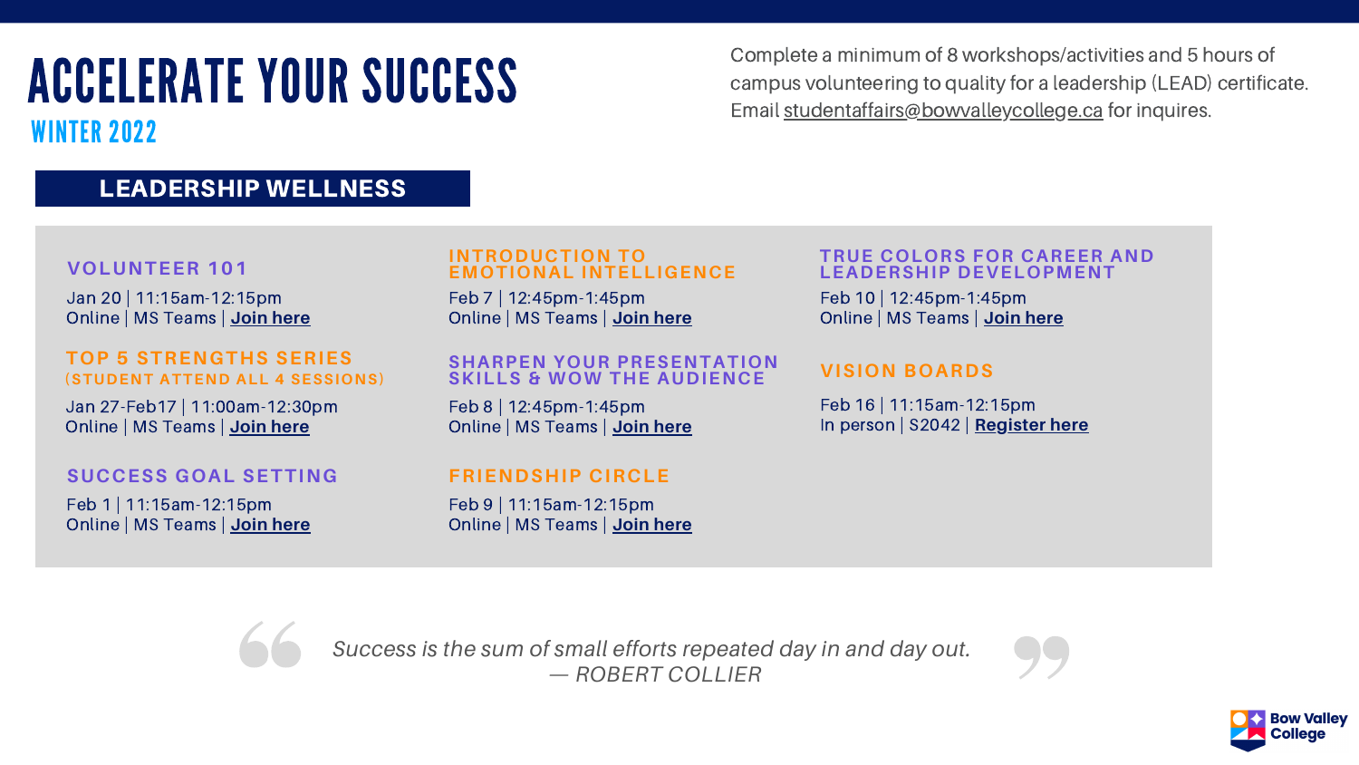# ACCELERATE YOUR SUCCESS

## WINTER 2022

Complete a minimum of 8 workshops/activities and 5 hours of campus volunteering to quality for a leadership (LEAD) certificate. Email studentaffairs@bowvalleycollege.ca for inquires.

## LEADERSHIP WELLNESS

### VOLUNTEER 101

Jan 20 | 11:15am-12:15pm
Online | MS Teams | **Join here**

### TOP 5 STRENGTHS SERIES
(STUDENT ATTEND ALL 4 SESSIONS)

Jan 27-Feb17 | 11:00am-12:30pm
Online | MS Teams | **Join here**

### SUCCESS GOAL SETTING

Feb 1 | 11:15am-12:15pm
Online | MS Teams | **Join here**

### INTRODUCTION TO EMOTIONAL INTELLIGENCE

Feb 7 | 12:45pm-1:45pm
Online | MS Teams | **Join here**

### SHARPEN YOUR PRESENTATION SKILLS & WOW THE AUDIENCE

Feb 8 | 12:45pm-1:45pm
Online | MS Teams | **Join here**

### FRIENDSHIP CIRCLE

Feb 9 | 11:15am-12:15pm
Online | MS Teams | **Join here**

### TRUE COLORS FOR CAREER AND LEADERSHIP DEVELOPMENT

Feb 10 | 12:45pm-1:45pm
Online | MS Teams | **Join here**

### VISION BOARDS

Feb 16 | 11:15am-12:15pm
In person | S2042 | **Register here**

*Success is the sum of small efforts repeated day in and day out.*
*— ROBERT COLLIER*

Bow Valley College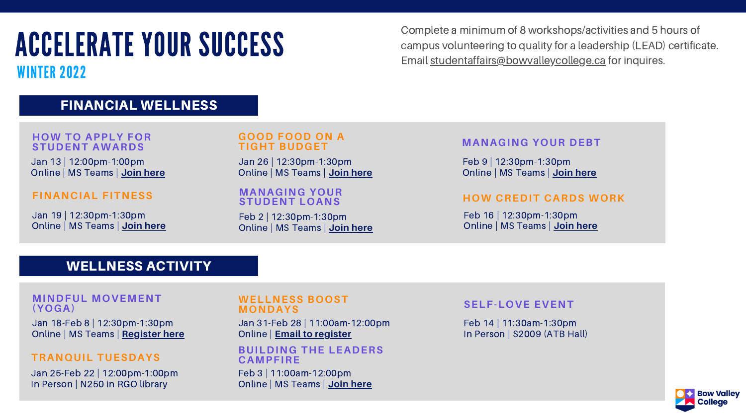# ACCELERATE YOUR SUCCESS

## WINTER 2022

Complete a minimum of 8 workshops/activities and 5 hours of campus volunteering to quality for a leadership (LEAD) certificate. Email studentaffairs@bowvalleycollege.ca for inquires.

## FINANCIAL WELLNESS

### HOW TO APPLY FOR STUDENT AWARDS

Jan 13 | 12:00pm-1:00pm
Online | MS Teams | **Join here**

### FINANCIAL FITNESS

Jan 19 | 12:30pm-1:30pm
Online | MS Teams | **Join here**

### GOOD FOOD ON A TIGHT BUDGET

Jan 26 | 12:30pm-1:30pm
Online | MS Teams | **Join here**

### MANAGING YOUR STUDENT LOANS

Feb 2 | 12:30pm-1:30pm
Online | MS Teams | **Join here**

### MANAGING YOUR DEBT

Feb 9 | 12:30pm-1:30pm
Online | MS Teams | **Join here**

### HOW CREDIT CARDS WORK

Feb 16 | 12:30pm-1:30pm
Online | MS Teams | **Join here**

## WELLNESS ACTIVITY

### MINDFUL MOVEMENT (YOGA)

Jan 18-Feb 8 | 12:30pm-1:30pm
Online | MS Teams | **Register here**

### TRANQUIL TUESDAYS

Jan 25-Feb 22 | 12:00pm-1:00pm
In Person | N250 in RGO library

### WELLNESS BOOST MONDAYS

Jan 31-Feb 28 | 11:00am-12:00pm
Online | **Email to register**

### BUILDING THE LEADERS CAMPFIRE

Feb 3 | 11:00am-12:00pm
Online | MS Teams | **Join here**

### SELF-LOVE EVENT

Feb 14 | 11:30am-1:30pm
In Person | S2009 (ATB Hall)

Bow Valley College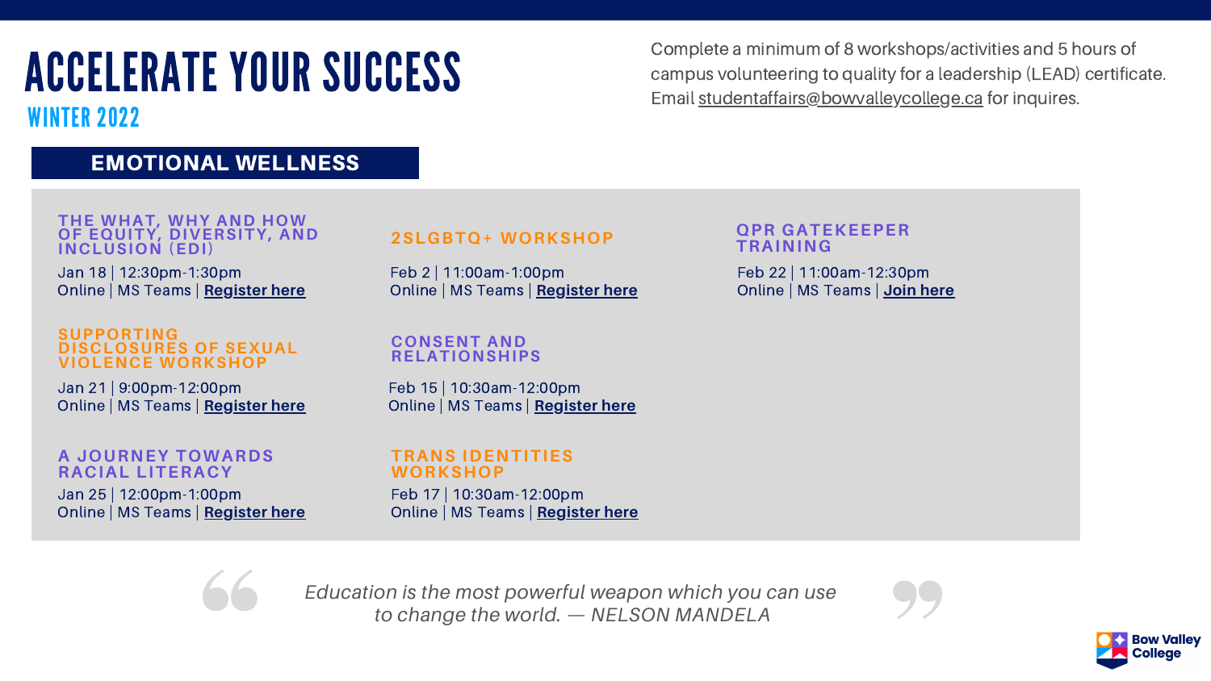# ACCELERATE YOUR SUCCESS

## WINTER 2022

Complete a minimum of 8 workshops/activities and 5 hours of campus volunteering to quality for a leadership (LEAD) certificate. Email studentaffairs@bowvalleycollege.ca for inquires.

## EMOTIONAL WELLNESS

### THE WHAT, WHY AND HOW OF EQUITY, DIVERSITY, AND INCLUSION (EDI)

Jan 18 | 12:30pm-1:30pm
Online | MS Teams | **Register here**

### SUPPORTING DISCLOSURES OF SEXUAL VIOLENCE WORKSHOP

Jan 21 | 9:00pm-12:00pm
Online | MS Teams | **Register here**

### A JOURNEY TOWARDS RACIAL LITERACY

Jan 25 | 12:00pm-1:00pm
Online | MS Teams | **Register here**

### 2SLGBTQ+ WORKSHOP

Feb 2 | 11:00am-1:00pm
Online | MS Teams | **Register here**

### CONSENT AND RELATIONSHIPS

Feb 15 | 10:30am-12:00pm
Online | MS Teams | **Register here**

### TRANS IDENTITIES WORKSHOP

Feb 17 | 10:30am-12:00pm
Online | MS Teams | **Register here**

### QPR GATEKEEPER TRAINING

Feb 22 | 11:00am-12:30pm
Online | MS Teams | **Join here**

*Education is the most powerful weapon which you can use to change the world. — NELSON MANDELA*

Bow Valley College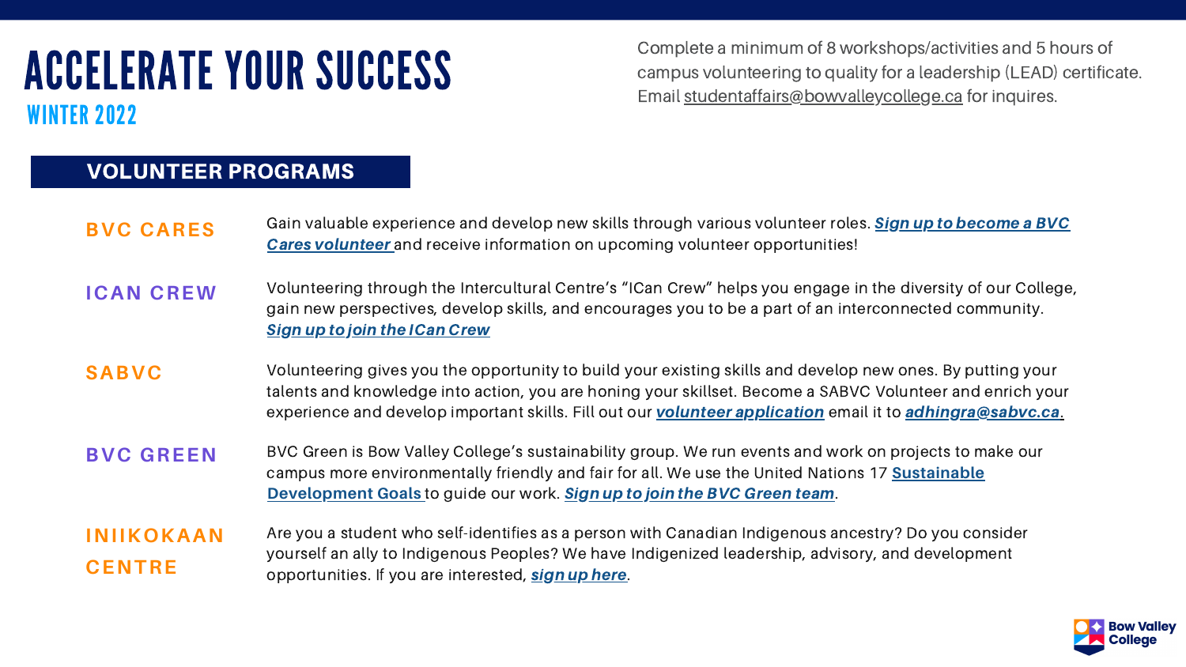# ACCELERATE YOUR SUCCESS

## WINTER 2022

Complete a minimum of 8 workshops/activities and 5 hours of campus volunteering to quality for a leadership (LEAD) certificate. Email studentaffairs@bowvalleycollege.ca for inquires.

## VOLUNTEER PROGRAMS

**BVC CARES**

Gain valuable experience and develop new skills through various volunteer roles. ***Sign up to become a BVC Cares volunteer*** and receive information on upcoming volunteer opportunities!

**ICAN CREW**

Volunteering through the Intercultural Centre's "ICan Crew" helps you engage in the diversity of our College, gain new perspectives, develop skills, and encourages you to be a part of an interconnected community. ***Sign up to join the ICan Crew***

**SABVC**

Volunteering gives you the opportunity to build your existing skills and develop new ones. By putting your talents and knowledge into action, you are honing your skillset. Become a SABVC Volunteer and enrich your experience and develop important skills. Fill out our ***volunteer application*** email it to ***adhingra@sabvc.ca***.

**BVC GREEN**

BVC Green is Bow Valley College's sustainability group. We run events and work on projects to make our campus more environmentally friendly and fair for all. We use the United Nations 17 **Sustainable Development Goals** to guide our work. ***Sign up to join the BVC Green team***.

**INIIKOKAAN CENTRE**

Are you a student who self-identifies as a person with Canadian Indigenous ancestry? Do you consider yourself an ally to Indigenous Peoples? We have Indigenized leadership, advisory, and development opportunities. If you are interested, ***sign up here***.

Bow Valley College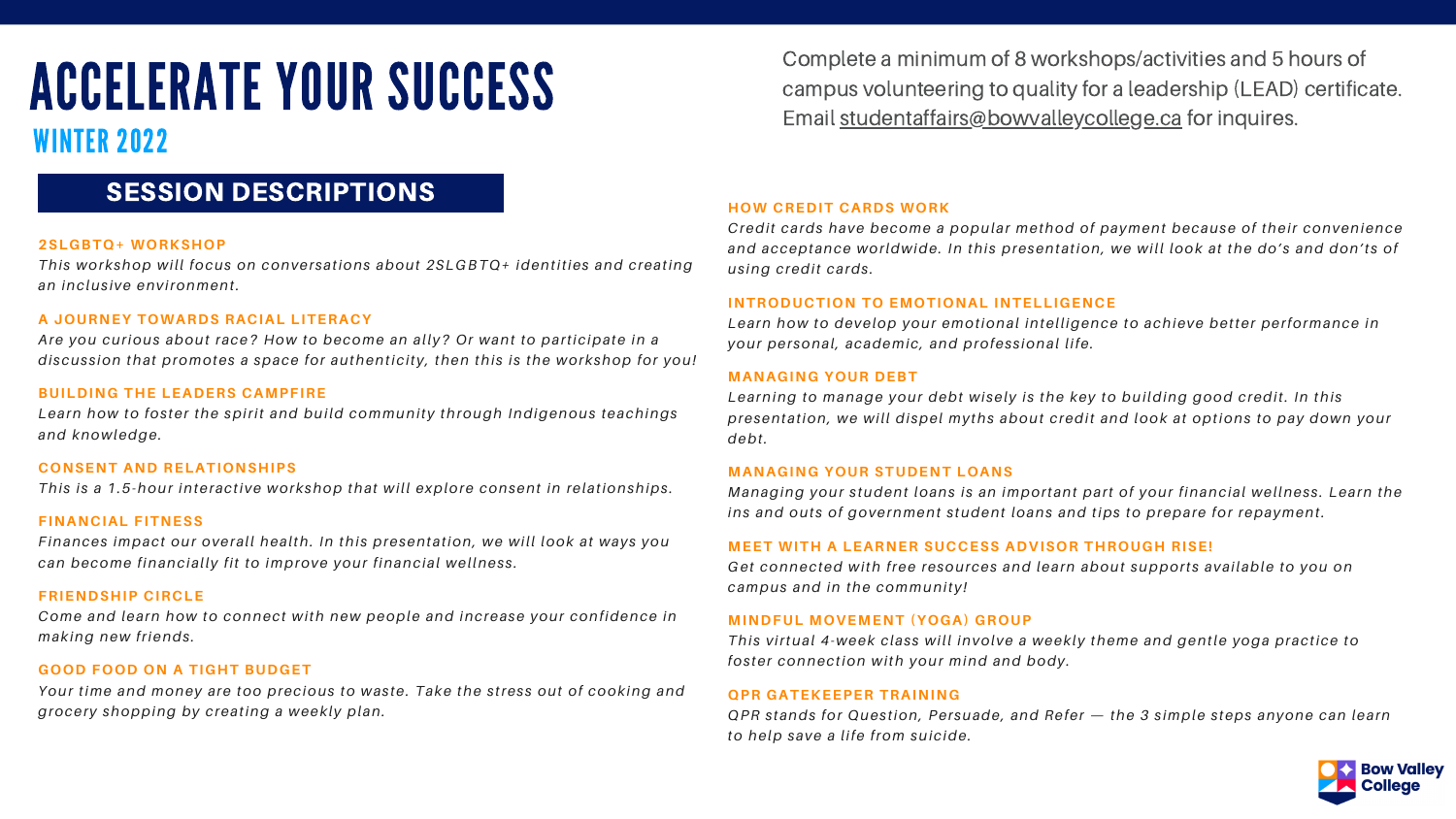# ACCELERATE YOUR SUCCESS

## WINTER 2022

Complete a minimum of 8 workshops/activities and 5 hours of campus volunteering to quality for a leadership (LEAD) certificate. Email studentaffairs@bowvalleycollege.ca for inquires.

## SESSION DESCRIPTIONS

### 2SLGBTQ+ WORKSHOP

*This workshop will focus on conversations about 2SLGBTQ+ identities and creating an inclusive environment.*

### A JOURNEY TOWARDS RACIAL LITERACY

*Are you curious about race? How to become an ally? Or want to participate in a discussion that promotes a space for authenticity, then this is the workshop for you!*

### BUILDING THE LEADERS CAMPFIRE

*Learn how to foster the spirit and build community through Indigenous teachings and knowledge.*

### CONSENT AND RELATIONSHIPS

*This is a 1.5-hour interactive workshop that will explore consent in relationships.*

### FINANCIAL FITNESS

*Finances impact our overall health. In this presentation, we will look at ways you can become financially fit to improve your financial wellness.*

### FRIENDSHIP CIRCLE

*Come and learn how to connect with new people and increase your confidence in making new friends.*

### GOOD FOOD ON A TIGHT BUDGET

*Your time and money are too precious to waste. Take the stress out of cooking and grocery shopping by creating a weekly plan.*

### HOW CREDIT CARDS WORK

*Credit cards have become a popular method of payment because of their convenience and acceptance worldwide. In this presentation, we will look at the do's and don'ts of using credit cards.*

### INTRODUCTION TO EMOTIONAL INTELLIGENCE

*Learn how to develop your emotional intelligence to achieve better performance in your personal, academic, and professional life.*

### MANAGING YOUR DEBT

*Learning to manage your debt wisely is the key to building good credit. In this presentation, we will dispel myths about credit and look at options to pay down your debt.*

### MANAGING YOUR STUDENT LOANS

*Managing your student loans is an important part of your financial wellness. Learn the ins and outs of government student loans and tips to prepare for repayment.*

### MEET WITH A LEARNER SUCCESS ADVISOR THROUGH RISE!

*Get connected with free resources and learn about supports available to you on campus and in the community!*

### MINDFUL MOVEMENT (YOGA) GROUP

*This virtual 4-week class will involve a weekly theme and gentle yoga practice to foster connection with your mind and body.*

### QPR GATEKEEPER TRAINING

*QPR stands for Question, Persuade, and Refer — the 3 simple steps anyone can learn to help save a life from suicide.*

Bow Valley College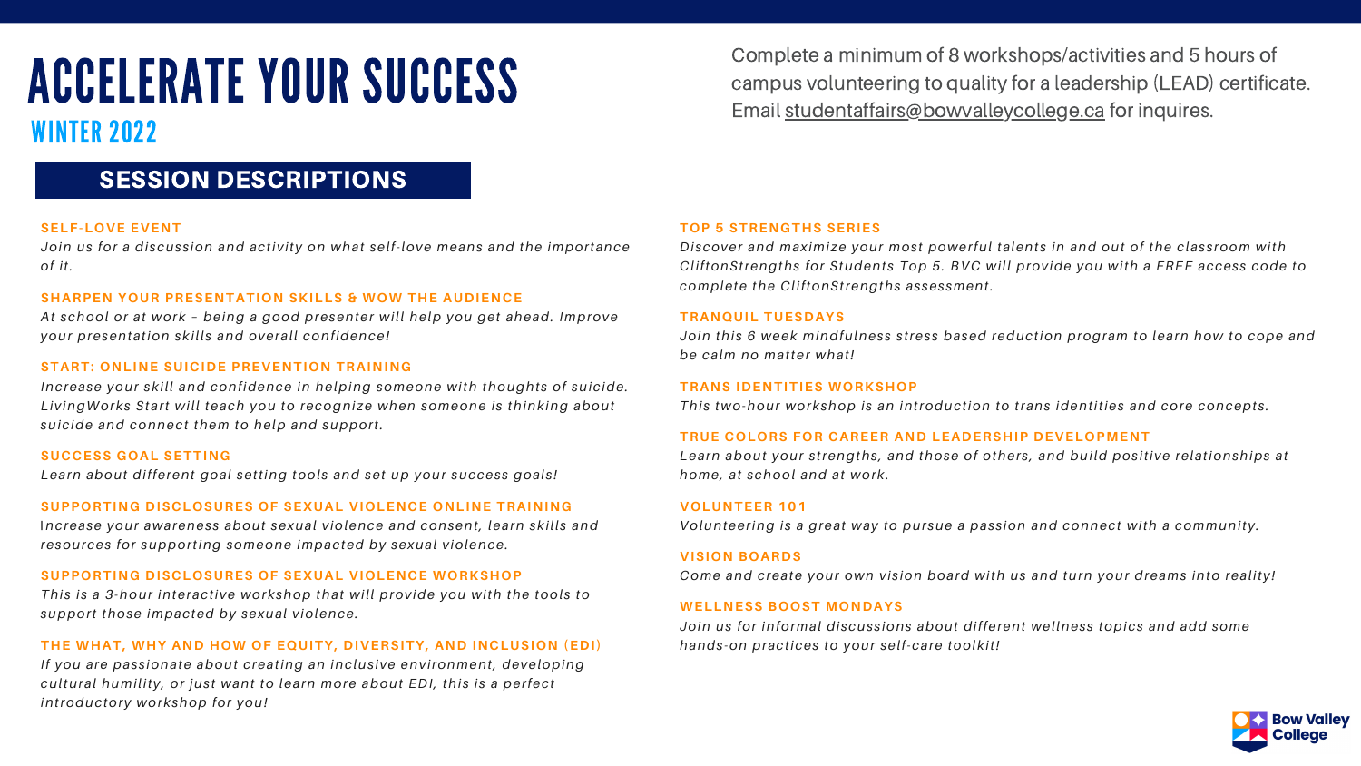# ACCELERATE YOUR SUCCESS

## WINTER 2022

Complete a minimum of 8 workshops/activities and 5 hours of campus volunteering to quality for a leadership (LEAD) certificate. Email studentaffairs@bowvalleycollege.ca for inquires.

## SESSION DESCRIPTIONS

**SELF-LOVE EVENT**

*Join us for a discussion and activity on what self-love means and the importance of it.*

**SHARPEN YOUR PRESENTATION SKILLS & WOW THE AUDIENCE**

*At school or at work – being a good presenter will help you get ahead. Improve your presentation skills and overall confidence!*

**START: ONLINE SUICIDE PREVENTION TRAINING**

*Increase your skill and confidence in helping someone with thoughts of suicide. LivingWorks Start will teach you to recognize when someone is thinking about suicide and connect them to help and support.*

**SUCCESS GOAL SETTING**

*Learn about different goal setting tools and set up your success goals!*

**SUPPORTING DISCLOSURES OF SEXUAL VIOLENCE ONLINE TRAINING**

*Increase your awareness about sexual violence and consent, learn skills and resources for supporting someone impacted by sexual violence.*

**SUPPORTING DISCLOSURES OF SEXUAL VIOLENCE WORKSHOP**

*This is a 3-hour interactive workshop that will provide you with the tools to support those impacted by sexual violence.*

**THE WHAT, WHY AND HOW OF EQUITY, DIVERSITY, AND INCLUSION (EDI)**

*If you are passionate about creating an inclusive environment, developing cultural humility, or just want to learn more about EDI, this is a perfect introductory workshop for you!*

**TOP 5 STRENGTHS SERIES**

*Discover and maximize your most powerful talents in and out of the classroom with CliftonStrengths for Students Top 5. BVC will provide you with a FREE access code to complete the CliftonStrengths assessment.*

**TRANQUIL TUESDAYS**

*Join this 6 week mindfulness stress based reduction program to learn how to cope and be calm no matter what!*

**TRANS IDENTITIES WORKSHOP**

*This two-hour workshop is an introduction to trans identities and core concepts.*

**TRUE COLORS FOR CAREER AND LEADERSHIP DEVELOPMENT**

*Learn about your strengths, and those of others, and build positive relationships at home, at school and at work.*

**VOLUNTEER 101**

*Volunteering is a great way to pursue a passion and connect with a community.*

**VISION BOARDS**

*Come and create your own vision board with us and turn your dreams into reality!*

**WELLNESS BOOST MONDAYS**

*Join us for informal discussions about different wellness topics and add some hands-on practices to your self-care toolkit!*

Bow Valley College